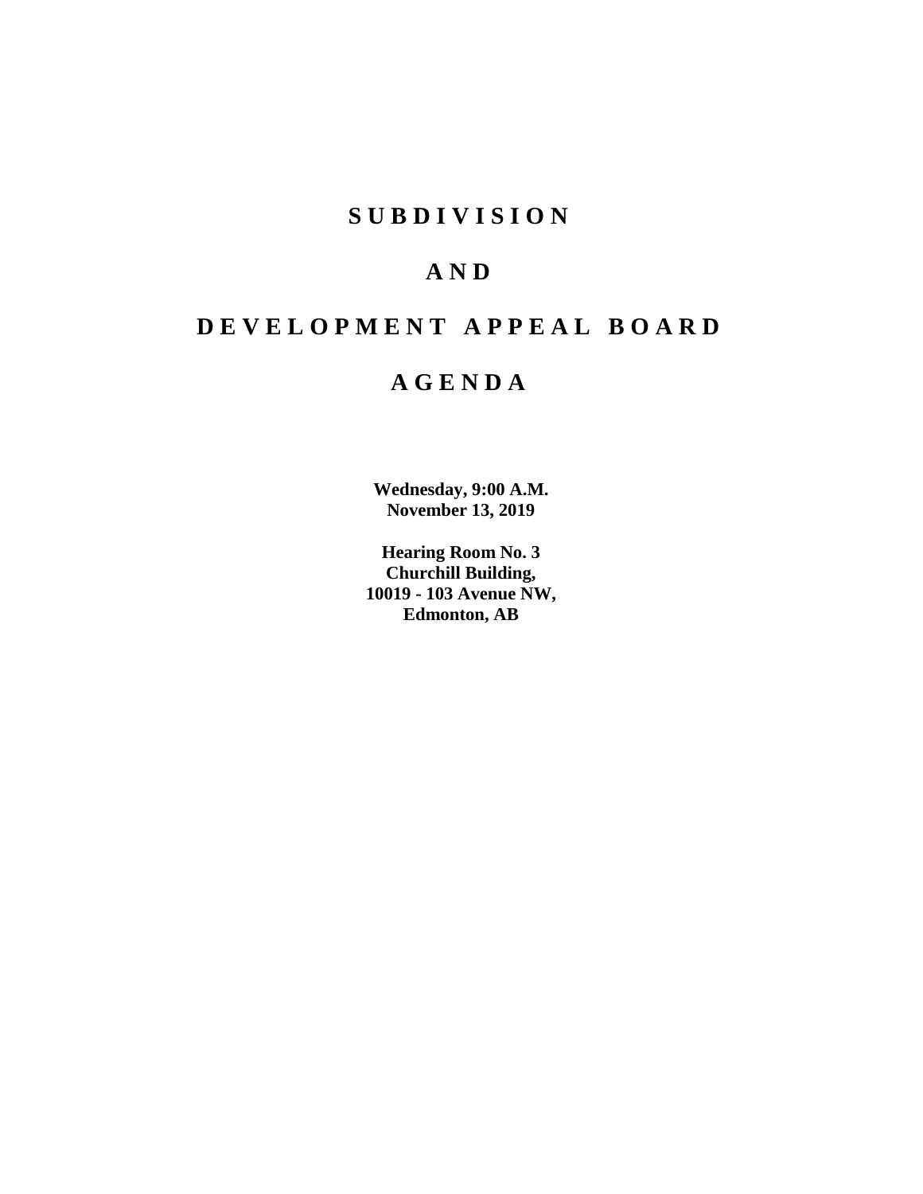# SUBDIVISION

# AND

# DEVELOPMENT APPEAL BOARD

# AGENDA

**Wednesday, 9:00 A.M.**
**November 13, 2019**

**Hearing Room No. 3**
**Churchill Building,**
**10019 - 103 Avenue NW,**
**Edmonton, AB**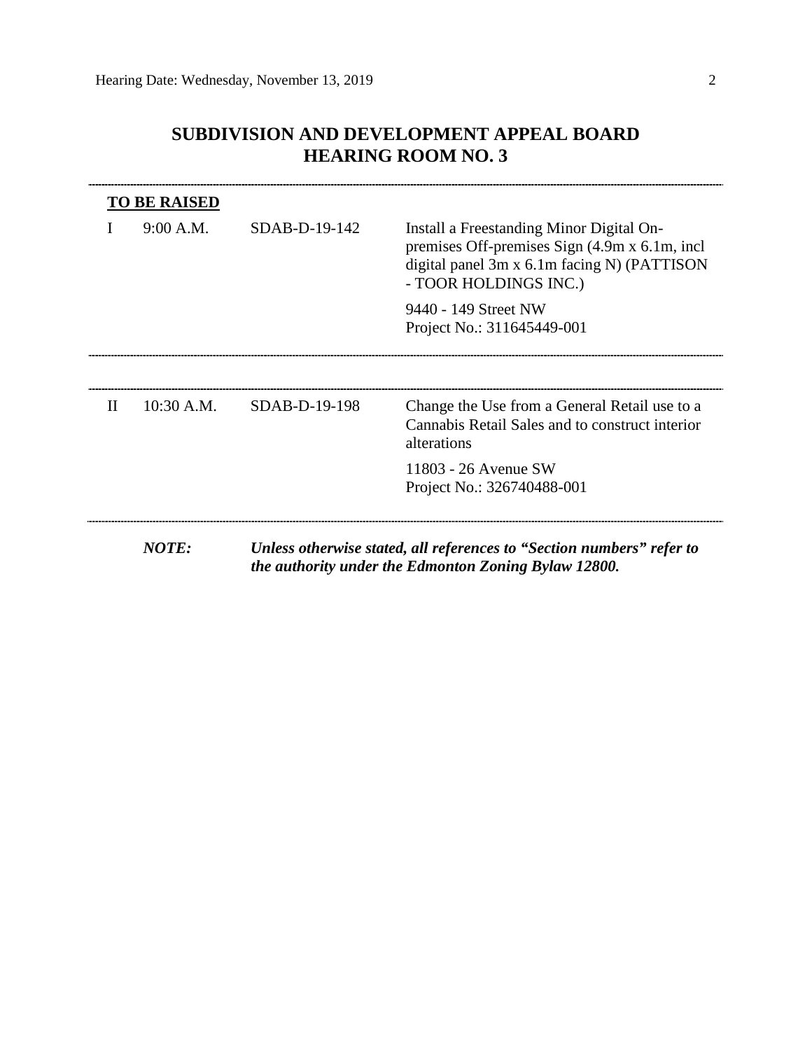# SUBDIVISION AND DEVELOPMENT APPEAL BOARD
# HEARING ROOM NO. 3

---

**TO BE RAISED**

| | | | |
|---|---|---|---|
| I | 9:00 A.M. | SDAB-D-19-142 | Install a Freestanding Minor Digital On-premises Off-premises Sign (4.9m x 6.1m, incl digital panel 3m x 6.1m facing N) (PATTISON - TOOR HOLDINGS INC.)<br><br>9440 - 149 Street NW<br>Project No.: 311645449-001 |

---

| | | | |
|---|---|---|---|
| II | 10:30 A.M. | SDAB-D-19-198 | Change the Use from a General Retail use to a Cannabis Retail Sales and to construct interior alterations<br><br>11803 - 26 Avenue SW<br>Project No.: 326740488-001 |

---

***NOTE:*** ***Unless otherwise stated, all references to "Section numbers" refer to the authority under the Edmonton Zoning Bylaw 12800.***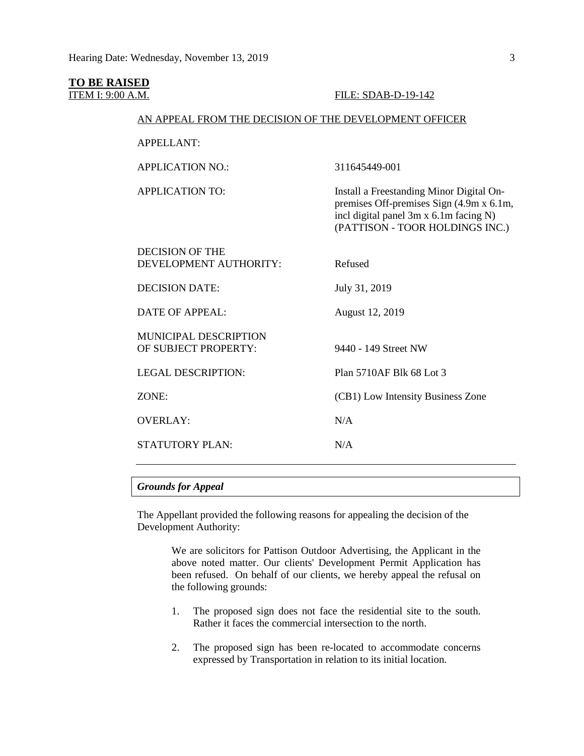**TO BE RAISED**

ITEM I: 9:00 A.M. FILE: SDAB-D-19-142

AN APPEAL FROM THE DECISION OF THE DEVELOPMENT OFFICER

| | |
|---|---|
| APPELLANT: | |
| APPLICATION NO.: | 311645449-001 |
| APPLICATION TO: | Install a Freestanding Minor Digital On-premises Off-premises Sign (4.9m x 6.1m, incl digital panel 3m x 6.1m facing N) (PATTISON - TOOR HOLDINGS INC.) |
| DECISION OF THE DEVELOPMENT AUTHORITY: | Refused |
| DECISION DATE: | July 31, 2019 |
| DATE OF APPEAL: | August 12, 2019 |
| MUNICIPAL DESCRIPTION OF SUBJECT PROPERTY: | 9440 - 149 Street NW |
| LEGAL DESCRIPTION: | Plan 5710AF Blk 68 Lot 3 |
| ZONE: | (CB1) Low Intensity Business Zone |
| OVERLAY: | N/A |
| STATUTORY PLAN: | N/A |

***Grounds for Appeal***

The Appellant provided the following reasons for appealing the decision of the Development Authority:

> We are solicitors for Pattison Outdoor Advertising, the Applicant in the above noted matter. Our clients' Development Permit Application has been refused. On behalf of our clients, we hereby appeal the refusal on the following grounds:
>
> 1. The proposed sign does not face the residential site to the south. Rather it faces the commercial intersection to the north.
>
> 2. The proposed sign has been re-located to accommodate concerns expressed by Transportation in relation to its initial location.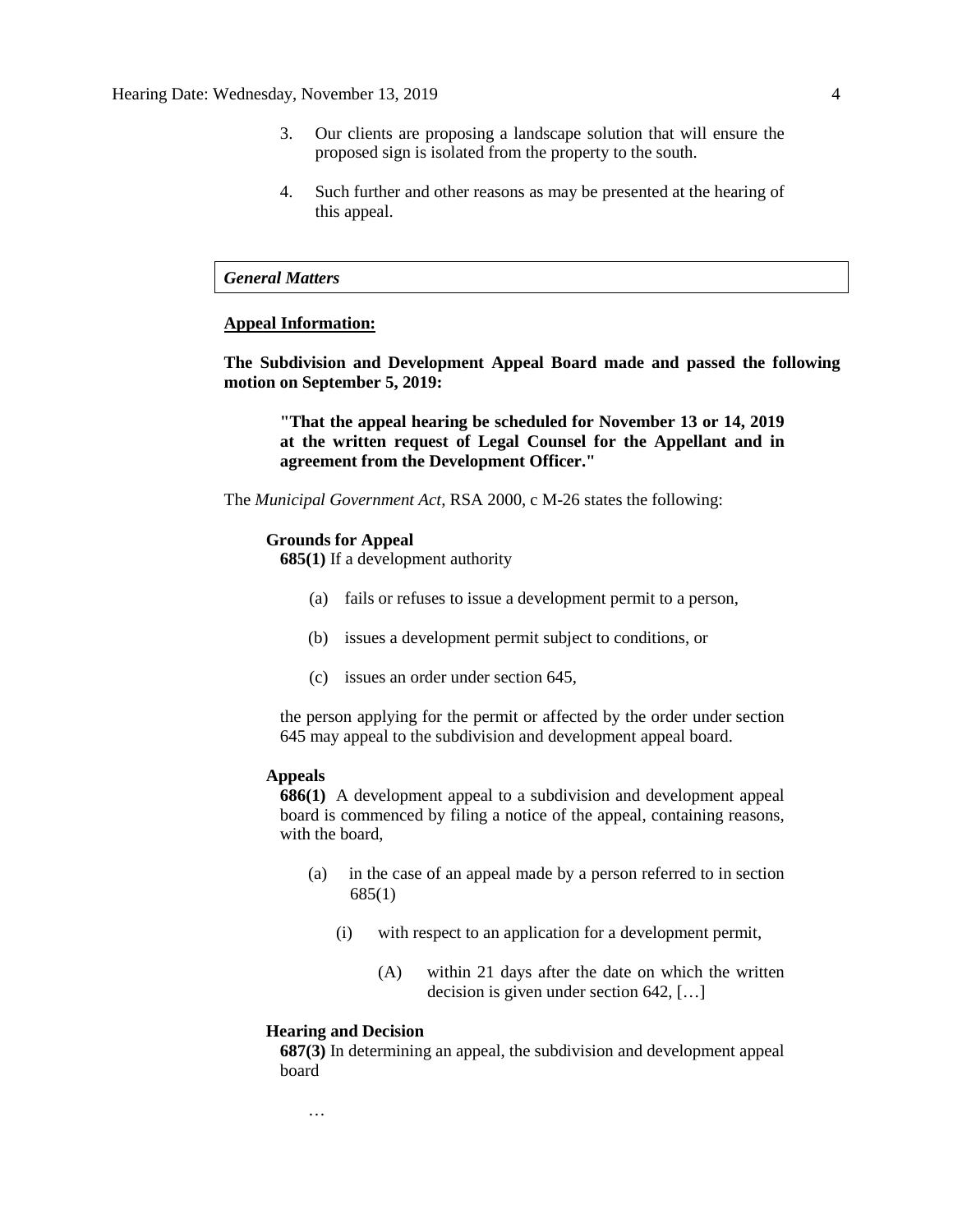3. Our clients are proposing a landscape solution that will ensure the proposed sign is isolated from the property to the south.

4. Such further and other reasons as may be presented at the hearing of this appeal.

### *General Matters*

**Appeal Information:**

**The Subdivision and Development Appeal Board made and passed the following motion on September 5, 2019:**

> **"That the appeal hearing be scheduled for November 13 or 14, 2019 at the written request of Legal Counsel for the Appellant and in agreement from the Development Officer."**

The *Municipal Government Act*, RSA 2000, c M-26 states the following:

**Grounds for Appeal**

**685(1)** If a development authority

(a) fails or refuses to issue a development permit to a person,

(b) issues a development permit subject to conditions, or

(c) issues an order under section 645,

the person applying for the permit or affected by the order under section 645 may appeal to the subdivision and development appeal board.

**Appeals**

**686(1)** A development appeal to a subdivision and development appeal board is commenced by filing a notice of the appeal, containing reasons, with the board,

(a) in the case of an appeal made by a person referred to in section 685(1)

(i) with respect to an application for a development permit,

(A) within 21 days after the date on which the written decision is given under section 642, […]

**Hearing and Decision**

**687(3)** In determining an appeal, the subdivision and development appeal board

…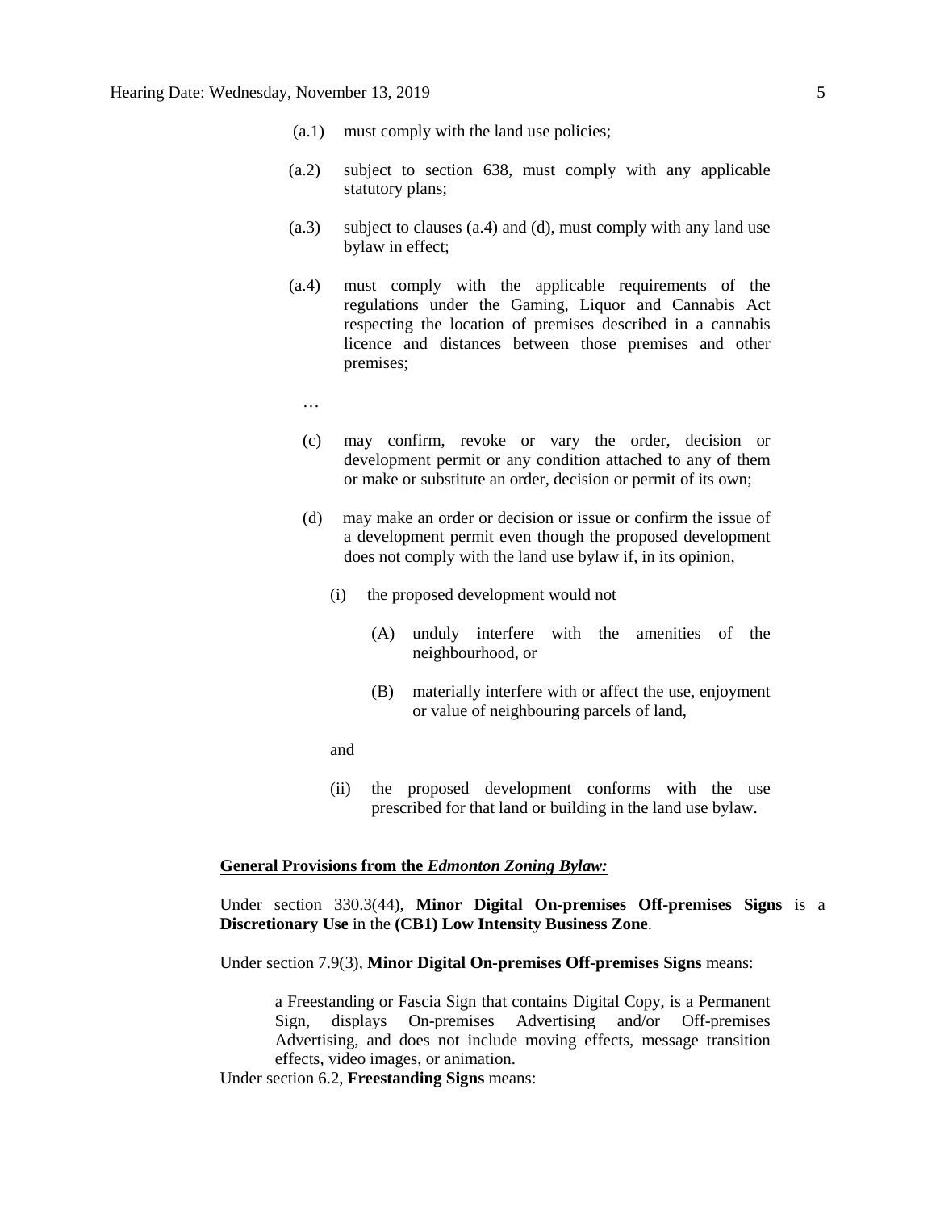(a.1) must comply with the land use policies;

(a.2) subject to section 638, must comply with any applicable statutory plans;

(a.3) subject to clauses (a.4) and (d), must comply with any land use bylaw in effect;

(a.4) must comply with the applicable requirements of the regulations under the Gaming, Liquor and Cannabis Act respecting the location of premises described in a cannabis licence and distances between those premises and other premises;

…

(c) may confirm, revoke or vary the order, decision or development permit or any condition attached to any of them or make or substitute an order, decision or permit of its own;

(d) may make an order or decision or issue or confirm the issue of a development permit even though the proposed development does not comply with the land use bylaw if, in its opinion,

(i) the proposed development would not

(A) unduly interfere with the amenities of the neighbourhood, or

(B) materially interfere with or affect the use, enjoyment or value of neighbouring parcels of land,

and

(ii) the proposed development conforms with the use prescribed for that land or building in the land use bylaw.

**General Provisions from the *Edmonton Zoning Bylaw:***

Under section 330.3(44), **Minor Digital On-premises Off-premises Signs** is a **Discretionary Use** in the **(CB1) Low Intensity Business Zone**.

Under section 7.9(3), **Minor Digital On-premises Off-premises Signs** means:

> a Freestanding or Fascia Sign that contains Digital Copy, is a Permanent Sign, displays On-premises Advertising and/or Off-premises Advertising, and does not include moving effects, message transition effects, video images, or animation.

Under section 6.2, **Freestanding Signs** means: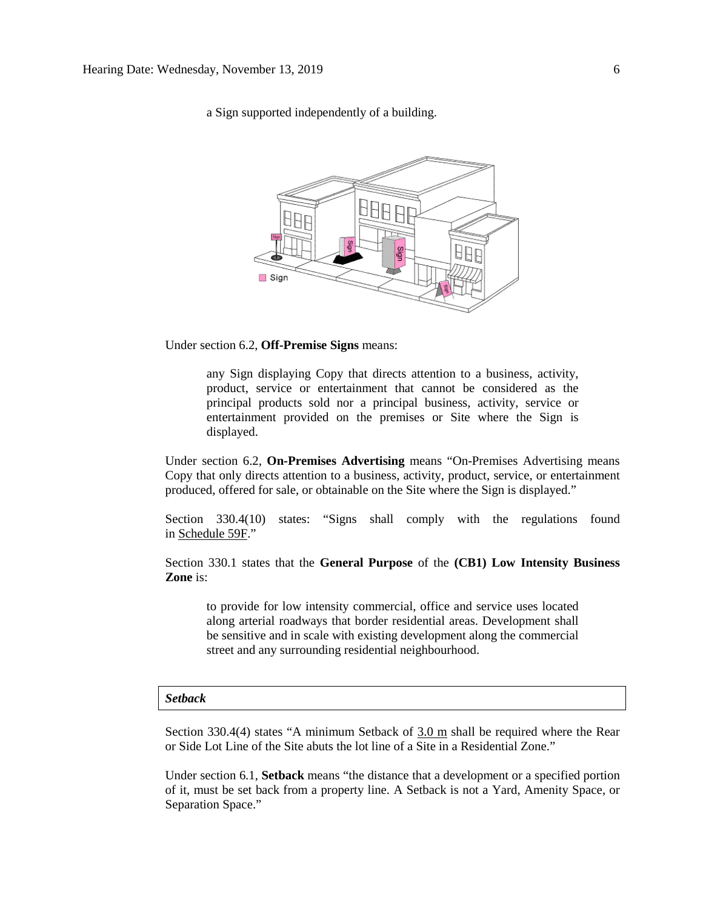a Sign supported independently of a building.

Under section 6.2, **Off-Premise Signs** means:

> any Sign displaying Copy that directs attention to a business, activity, product, service or entertainment that cannot be considered as the principal products sold nor a principal business, activity, service or entertainment provided on the premises or Site where the Sign is displayed.

Under section 6.2, **On-Premises Advertising** means "On-Premises Advertising means Copy that only directs attention to a business, activity, product, service, or entertainment produced, offered for sale, or obtainable on the Site where the Sign is displayed."

Section 330.4(10) states: "Signs shall comply with the regulations found in Schedule 59F."

Section 330.1 states that the **General Purpose** of the **(CB1) Low Intensity Business Zone** is:

> to provide for low intensity commercial, office and service uses located along arterial roadways that border residential areas. Development shall be sensitive and in scale with existing development along the commercial street and any surrounding residential neighbourhood.

### *Setback*

Section 330.4(4) states "A minimum Setback of 3.0 m shall be required where the Rear or Side Lot Line of the Site abuts the lot line of a Site in a Residential Zone."

Under section 6.1, **Setback** means "the distance that a development or a specified portion of it, must be set back from a property line. A Setback is not a Yard, Amenity Space, or Separation Space."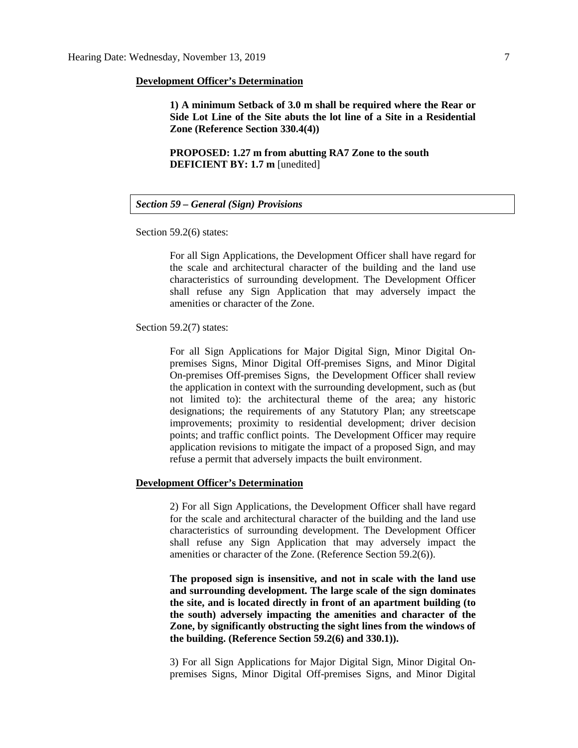**Development Officer's Determination**

> **1) A minimum Setback of 3.0 m shall be required where the Rear or Side Lot Line of the Site abuts the lot line of a Site in a Residential Zone (Reference Section 330.4(4))**
>
> **PROPOSED: 1.27 m from abutting RA7 Zone to the south**
> **DEFICIENT BY: 1.7 m** [unedited]

*Section 59 – General (Sign) Provisions*

Section 59.2(6) states:

> For all Sign Applications, the Development Officer shall have regard for the scale and architectural character of the building and the land use characteristics of surrounding development. The Development Officer shall refuse any Sign Application that may adversely impact the amenities or character of the Zone.

Section 59.2(7) states:

> For all Sign Applications for Major Digital Sign, Minor Digital On-premises Signs, Minor Digital Off-premises Signs, and Minor Digital On-premises Off-premises Signs, the Development Officer shall review the application in context with the surrounding development, such as (but not limited to): the architectural theme of the area; any historic designations; the requirements of any Statutory Plan; any streetscape improvements; proximity to residential development; driver decision points; and traffic conflict points. The Development Officer may require application revisions to mitigate the impact of a proposed Sign, and may refuse a permit that adversely impacts the built environment.

**Development Officer's Determination**

> 2) For all Sign Applications, the Development Officer shall have regard for the scale and architectural character of the building and the land use characteristics of surrounding development. The Development Officer shall refuse any Sign Application that may adversely impact the amenities or character of the Zone. (Reference Section 59.2(6)).
>
> **The proposed sign is insensitive, and not in scale with the land use and surrounding development. The large scale of the sign dominates the site, and is located directly in front of an apartment building (to the south) adversely impacting the amenities and character of the Zone, by significantly obstructing the sight lines from the windows of the building. (Reference Section 59.2(6) and 330.1)).**
>
> 3) For all Sign Applications for Major Digital Sign, Minor Digital On-premises Signs, Minor Digital Off-premises Signs, and Minor Digital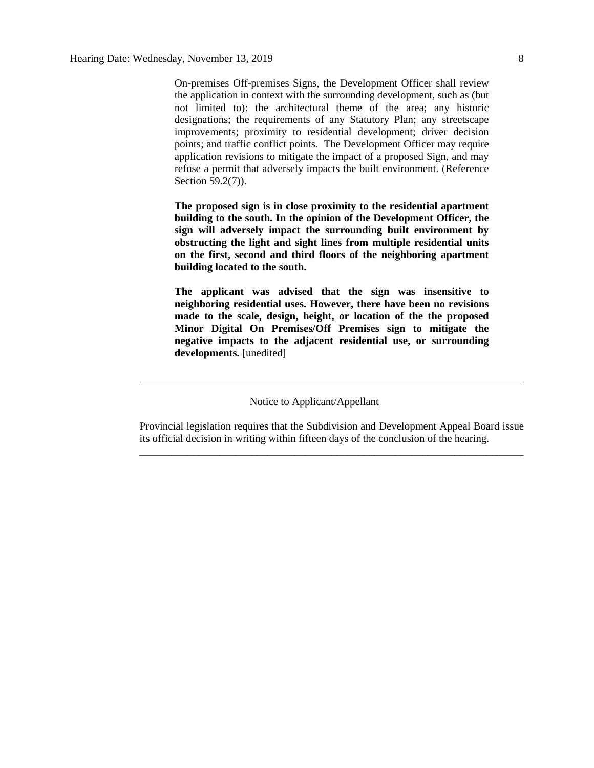On-premises Off-premises Signs, the Development Officer shall review the application in context with the surrounding development, such as (but not limited to): the architectural theme of the area; any historic designations; the requirements of any Statutory Plan; any streetscape improvements; proximity to residential development; driver decision points; and traffic conflict points. The Development Officer may require application revisions to mitigate the impact of a proposed Sign, and may refuse a permit that adversely impacts the built environment. (Reference Section 59.2(7)).

**The proposed sign is in close proximity to the residential apartment building to the south. In the opinion of the Development Officer, the sign will adversely impact the surrounding built environment by obstructing the light and sight lines from multiple residential units on the first, second and third floors of the neighboring apartment building located to the south.**

**The applicant was advised that the sign was insensitive to neighboring residential uses. However, there have been no revisions made to the scale, design, height, or location of the the proposed Minor Digital On Premises/Off Premises sign to mitigate the negative impacts to the adjacent residential use, or surrounding developments.** [unedited]

---

Notice to Applicant/Appellant

Provincial legislation requires that the Subdivision and Development Appeal Board issue its official decision in writing within fifteen days of the conclusion of the hearing.

---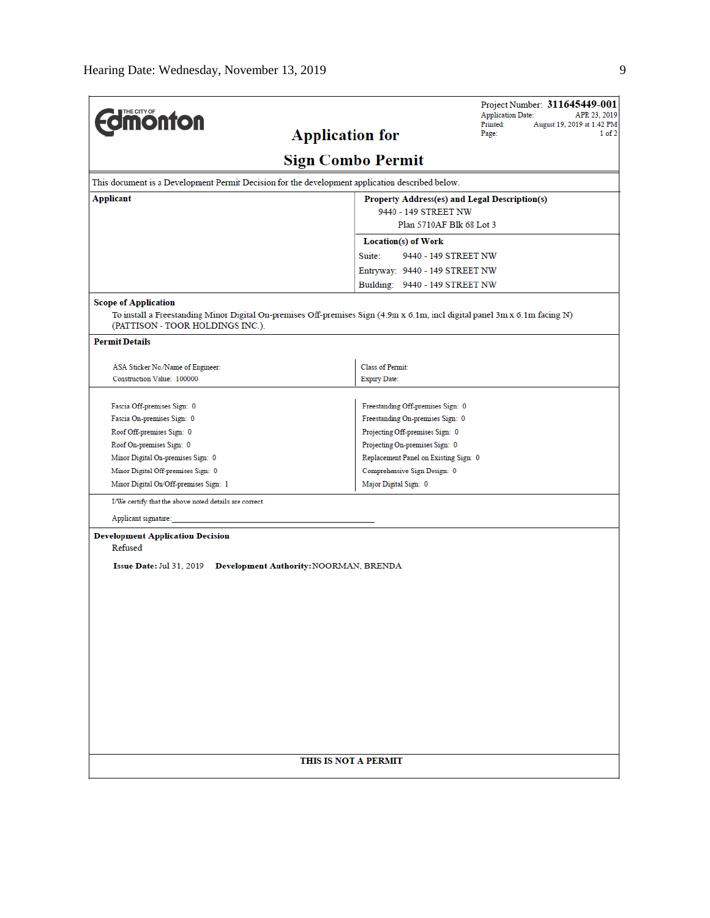THE CITY OF Edmonton

# Application for

# Sign Combo Permit

Project Number: **311645449-001**
Application Date: APR 23, 2019
Printed: August 19, 2019 at 1:42 PM
Page: 1 of 2

This document is a Development Permit Decision for the development application described below.

| **Applicant** | **Property Address(es) and Legal Description(s)** |
|---|---|
| | 9440 - 149 STREET NW |
| | Plan 5710AF Blk 68 Lot 3 |
| | **Location(s) of Work** |
| | Suite: 9440 - 149 STREET NW |
| | Entryway: 9440 - 149 STREET NW |
| | Building: 9440 - 149 STREET NW |

**Scope of Application**

To install a Freestanding Minor Digital On-premises Off-premises Sign (4.9m x 6.1m, incl digital panel 3m x 6.1m facing N) (PATTISON - TOOR HOLDINGS INC.).

**Permit Details**

| | |
|---|---|
| ASA Sticker No./Name of Engineer: | Class of Permit: |
| Construction Value: 100000 | Expiry Date: |

| | |
|---|---|
| Fascia Off-premises Sign: 0 | Freestanding Off-premises Sign: 0 |
| Fascia On-premises Sign: 0 | Freestanding On-premises Sign: 0 |
| Roof Off-premises Sign: 0 | Projecting Off-premises Sign: 0 |
| Roof On-premises Sign: 0 | Projecting On-premises Sign: 0 |
| Minor Digital On-premises Sign: 0 | Replacement Panel on Existing Sign: 0 |
| Minor Digital Off-premises Sign: 0 | Comprehensive Sign Design: 0 |
| Minor Digital On/Off-premises Sign: 1 | Major Digital Sign: 0 |

I/We certify that the above noted details are correct.

Applicant signature:\_\_\_\_\_\_\_\_\_\_\_\_\_\_\_\_\_\_\_\_\_\_\_\_\_\_\_\_\_\_\_\_\_\_\_\_\_\_\_\_

**Development Application Decision**

Refused

**Issue Date:** Jul 31, 2019 **Development Authority:** NOORMAN, BRENDA

**THIS IS NOT A PERMIT**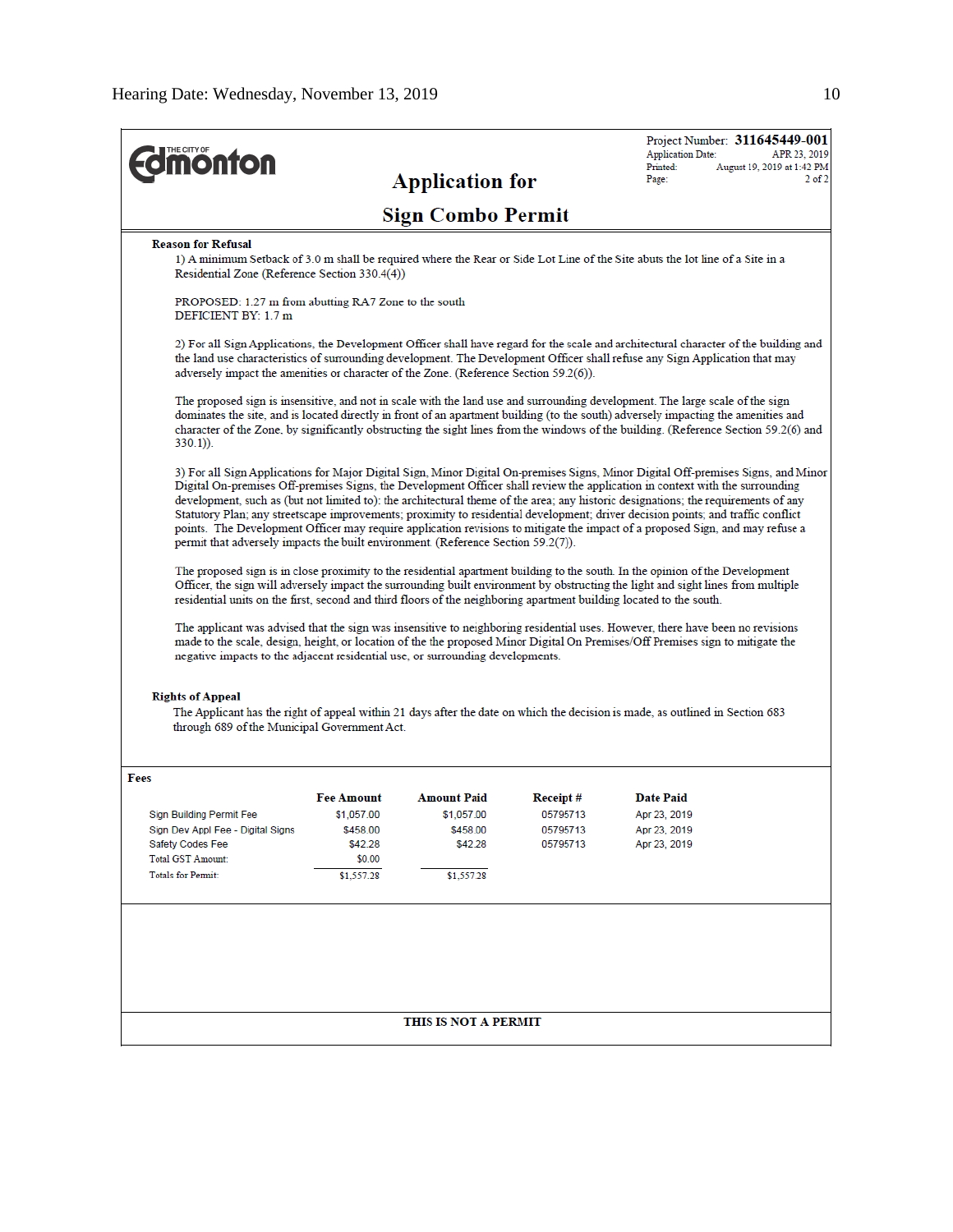THE CITY OF **Edmonton**

Project Number: **311645449-001**
Application Date: APR 23, 2019
Printed: August 19, 2019 at 1:42 PM
Page: 2 of 2

# Application for

# Sign Combo Permit

**Reason for Refusal**

1) A minimum Setback of 3.0 m shall be required where the Rear or Side Lot Line of the Site abuts the lot line of a Site in a Residential Zone (Reference Section 330.4(4))

PROPOSED: 1.27 m from abutting RA7 Zone to the south
DEFICIENT BY: 1.7 m

2) For all Sign Applications, the Development Officer shall have regard for the scale and architectural character of the building and the land use characteristics of surrounding development. The Development Officer shall refuse any Sign Application that may adversely impact the amenities or character of the Zone. (Reference Section 59.2(6)).

The proposed sign is insensitive, and not in scale with the land use and surrounding development. The large scale of the sign dominates the site, and is located directly in front of an apartment building (to the south) adversely impacting the amenities and character of the Zone, by significantly obstructing the sight lines from the windows of the building. (Reference Section 59.2(6) and 330.1)).

3) For all Sign Applications for Major Digital Sign, Minor Digital On-premises Signs, Minor Digital Off-premises Signs, and Minor Digital On-premises Off-premises Signs, the Development Officer shall review the application in context with the surrounding development, such as (but not limited to): the architectural theme of the area; any historic designations; the requirements of any Statutory Plan; any streetscape improvements; proximity to residential development; driver decision points; and traffic conflict points. The Development Officer may require application revisions to mitigate the impact of a proposed Sign, and may refuse a permit that adversely impacts the built environment. (Reference Section 59.2(7)).

The proposed sign is in close proximity to the residential apartment building to the south. In the opinion of the Development Officer, the sign will adversely impact the surrounding built environment by obstructing the light and sight lines from multiple residential units on the first, second and third floors of the neighboring apartment building located to the south.

The applicant was advised that the sign was insensitive to neighboring residential uses. However, there have been no revisions made to the scale, design, height, or location of the the proposed Minor Digital On Premises/Off Premises sign to mitigate the negative impacts to the adjacent residential use, or surrounding developments.

**Rights of Appeal**

The Applicant has the right of appeal within 21 days after the date on which the decision is made, as outlined in Section 683 through 689 of the Municipal Government Act.

**Fees**

| | Fee Amount | Amount Paid | Receipt # | Date Paid |
|---|---|---|---|---|
| Sign Building Permit Fee | $1,057.00 | $1,057.00 | 05795713 | Apr 23, 2019 |
| Sign Dev Appl Fee - Digital Signs | $458.00 | $458.00 | 05795713 | Apr 23, 2019 |
| Safety Codes Fee | $42.28 | $42.28 | 05795713 | Apr 23, 2019 |
| Total GST Amount: | $0.00 | | | |
| Totals for Permit: | $1,557.28 | $1,557.28 | | |

**THIS IS NOT A PERMIT**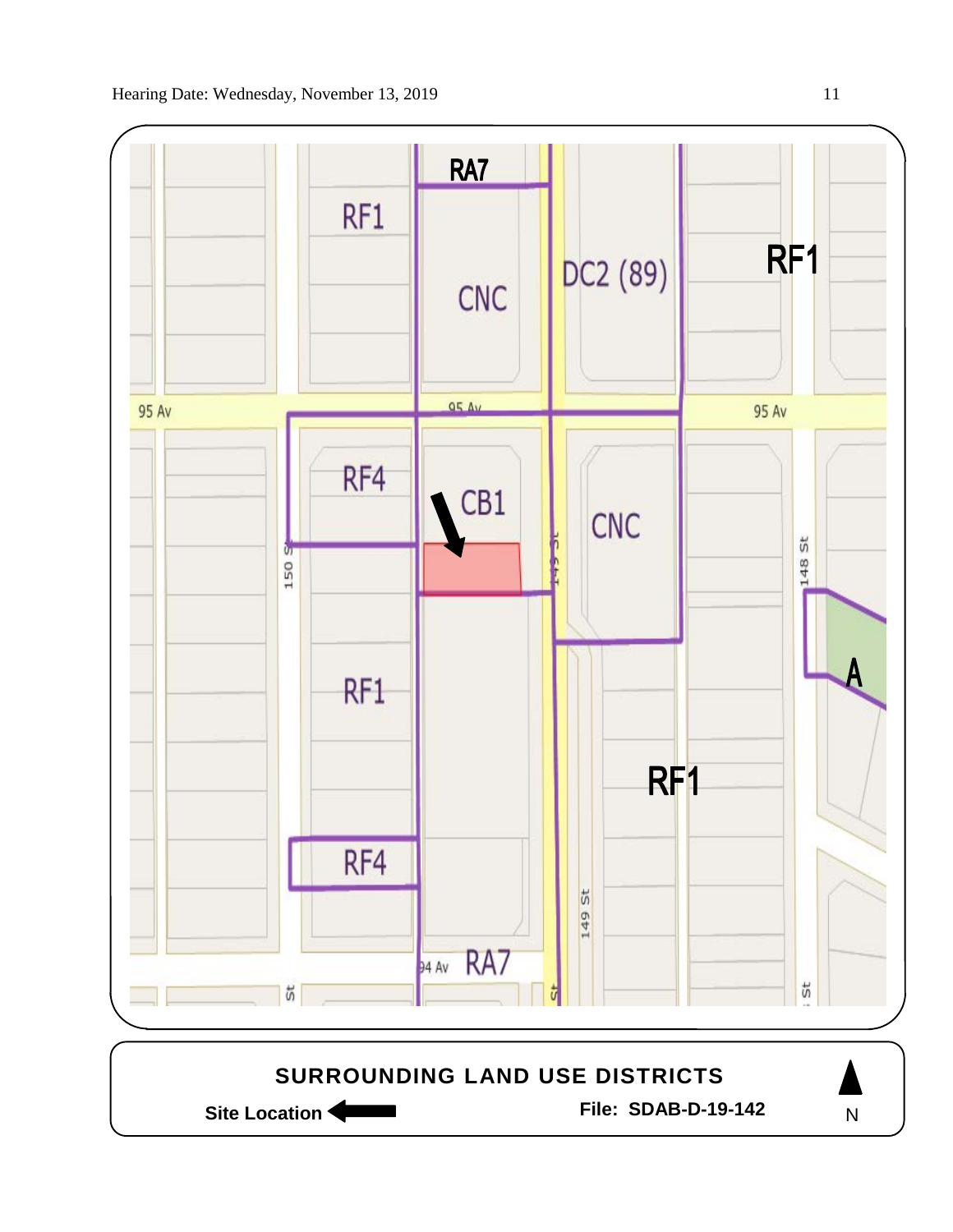RA7

RF1

CNC

DC2 (89)

RF1

95 Av

95 Av

95 Av

RF4

CB1

CNC

150 St

149 St

148 St

A

RF1

RF1

RF4

149 St

94 Av

RA7

St

St

St

**SURROUNDING LAND USE DISTRICTS**

**Site Location** ←

**File: SDAB-D-19-142**

N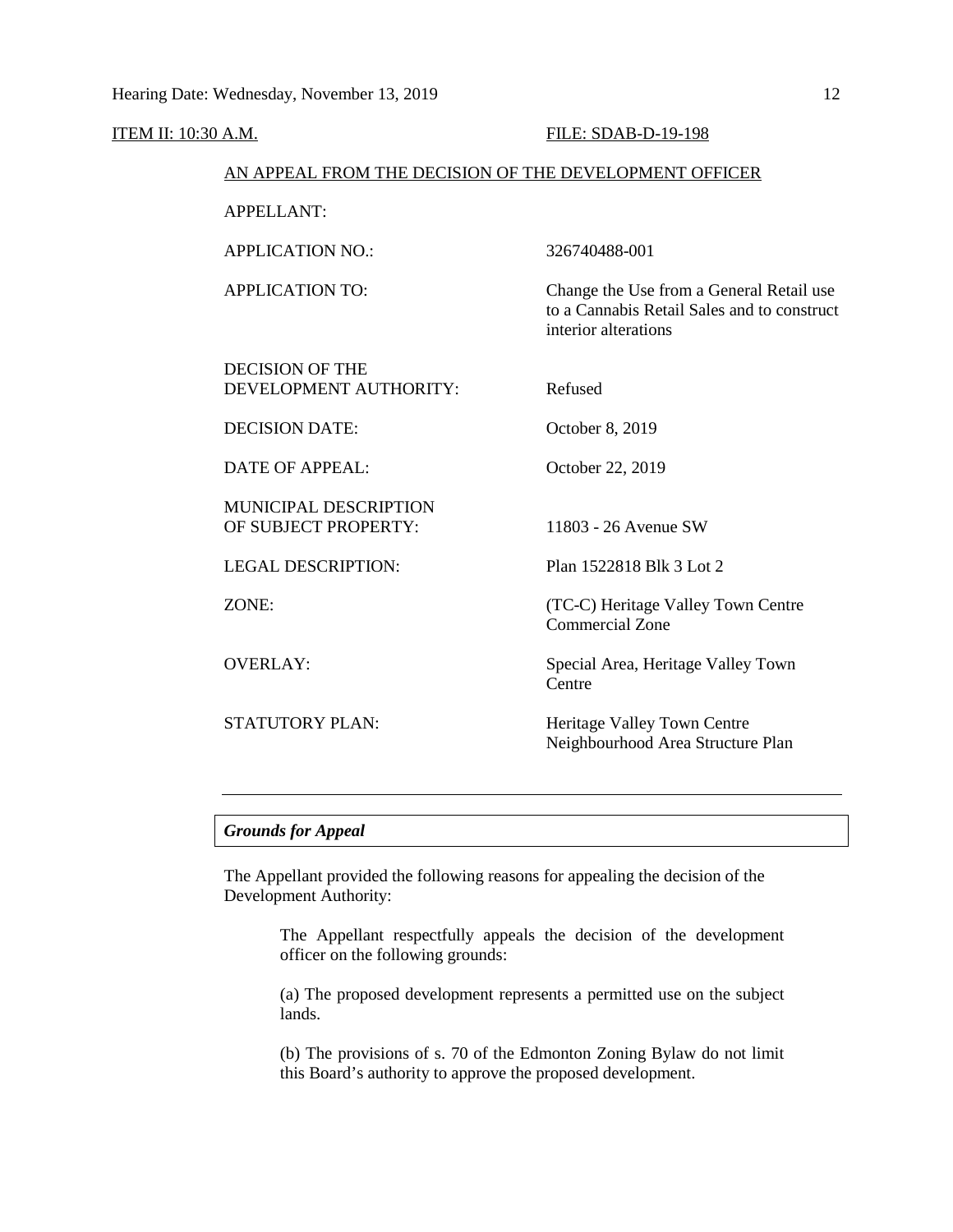ITEM II: 10:30 A.M. FILE: SDAB-D-19-198

AN APPEAL FROM THE DECISION OF THE DEVELOPMENT OFFICER

| | |
|---|---|
| APPELLANT: | |
| APPLICATION NO.: | 326740488-001 |
| APPLICATION TO: | Change the Use from a General Retail use to a Cannabis Retail Sales and to construct interior alterations |
| DECISION OF THE DEVELOPMENT AUTHORITY: | Refused |
| DECISION DATE: | October 8, 2019 |
| DATE OF APPEAL: | October 22, 2019 |
| MUNICIPAL DESCRIPTION OF SUBJECT PROPERTY: | 11803 - 26 Avenue SW |
| LEGAL DESCRIPTION: | Plan 1522818 Blk 3 Lot 2 |
| ZONE: | (TC-C) Heritage Valley Town Centre Commercial Zone |
| OVERLAY: | Special Area, Heritage Valley Town Centre |
| STATUTORY PLAN: | Heritage Valley Town Centre Neighbourhood Area Structure Plan |

---

***Grounds for Appeal***

The Appellant provided the following reasons for appealing the decision of the Development Authority:

> The Appellant respectfully appeals the decision of the development officer on the following grounds:
>
> (a) The proposed development represents a permitted use on the subject lands.
>
> (b) The provisions of s. 70 of the Edmonton Zoning Bylaw do not limit this Board's authority to approve the proposed development.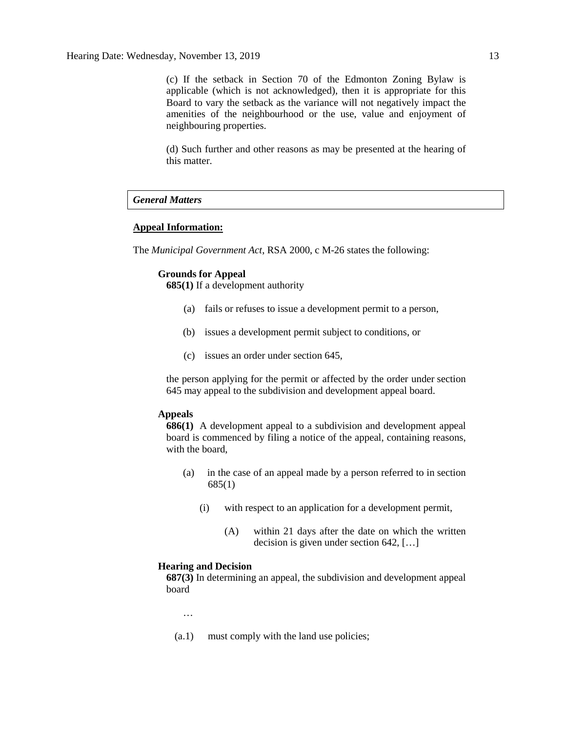(c) If the setback in Section 70 of the Edmonton Zoning Bylaw is applicable (which is not acknowledged), then it is appropriate for this Board to vary the setback as the variance will not negatively impact the amenities of the neighbourhood or the use, value and enjoyment of neighbouring properties.

(d) Such further and other reasons as may be presented at the hearing of this matter.

***General Matters***

**Appeal Information:**

The *Municipal Government Act*, RSA 2000, c M-26 states the following:

**Grounds for Appeal**

**685(1)** If a development authority

(a) fails or refuses to issue a development permit to a person,

(b) issues a development permit subject to conditions, or

(c) issues an order under section 645,

the person applying for the permit or affected by the order under section 645 may appeal to the subdivision and development appeal board.

**Appeals**

**686(1)** A development appeal to a subdivision and development appeal board is commenced by filing a notice of the appeal, containing reasons, with the board,

(a) in the case of an appeal made by a person referred to in section 685(1)

(i) with respect to an application for a development permit,

(A) within 21 days after the date on which the written decision is given under section 642, […]

**Hearing and Decision**

**687(3)** In determining an appeal, the subdivision and development appeal board

…

(a.1) must comply with the land use policies;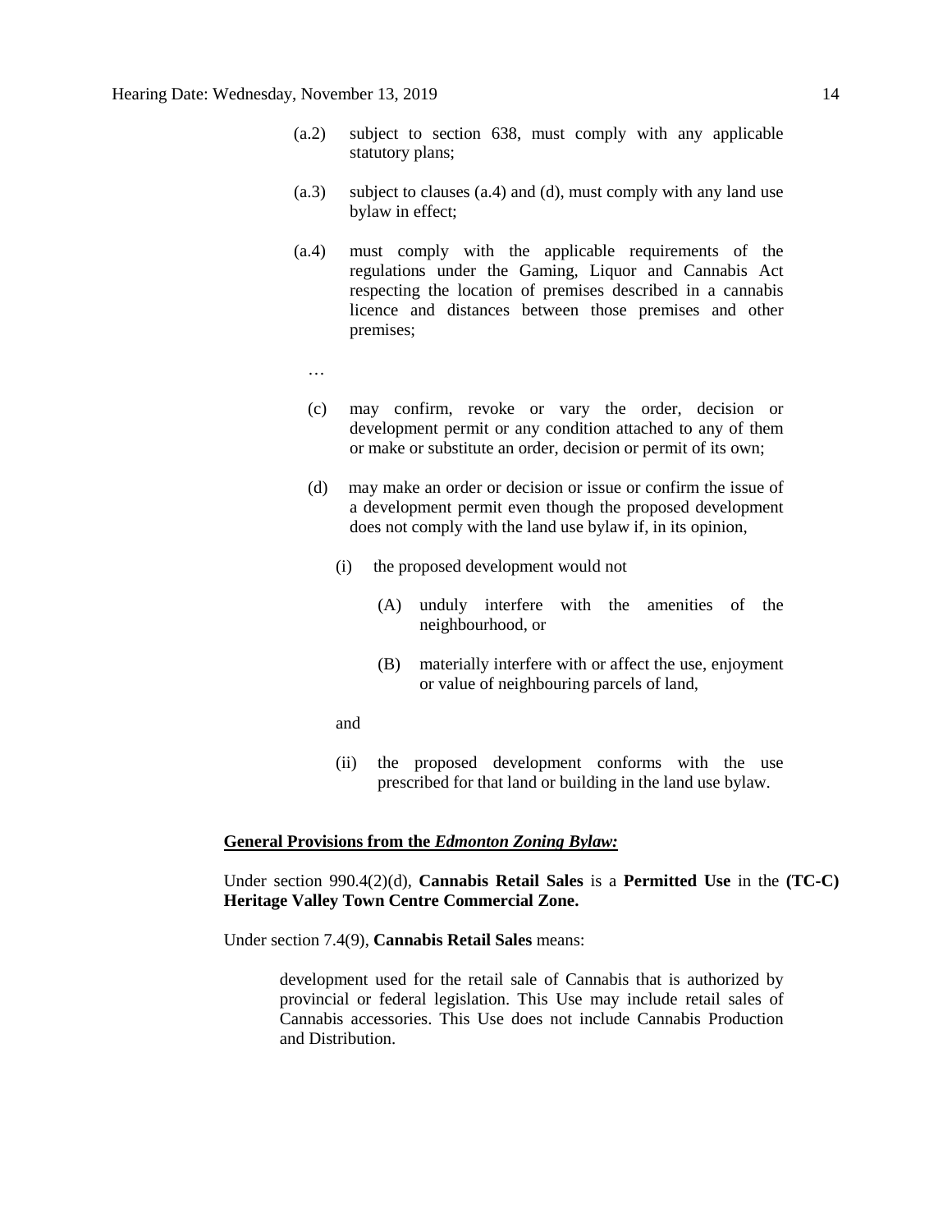(a.2) subject to section 638, must comply with any applicable statutory plans;

(a.3) subject to clauses (a.4) and (d), must comply with any land use bylaw in effect;

(a.4) must comply with the applicable requirements of the regulations under the Gaming, Liquor and Cannabis Act respecting the location of premises described in a cannabis licence and distances between those premises and other premises;

…

(c) may confirm, revoke or vary the order, decision or development permit or any condition attached to any of them or make or substitute an order, decision or permit of its own;

(d) may make an order or decision or issue or confirm the issue of a development permit even though the proposed development does not comply with the land use bylaw if, in its opinion,

(i) the proposed development would not

(A) unduly interfere with the amenities of the neighbourhood, or

(B) materially interfere with or affect the use, enjoyment or value of neighbouring parcels of land,

and

(ii) the proposed development conforms with the use prescribed for that land or building in the land use bylaw.

**General Provisions from the *Edmonton Zoning Bylaw:***

Under section 990.4(2)(d), **Cannabis Retail Sales** is a **Permitted Use** in the **(TC-C) Heritage Valley Town Centre Commercial Zone.**

Under section 7.4(9), **Cannabis Retail Sales** means:

> development used for the retail sale of Cannabis that is authorized by provincial or federal legislation. This Use may include retail sales of Cannabis accessories. This Use does not include Cannabis Production and Distribution.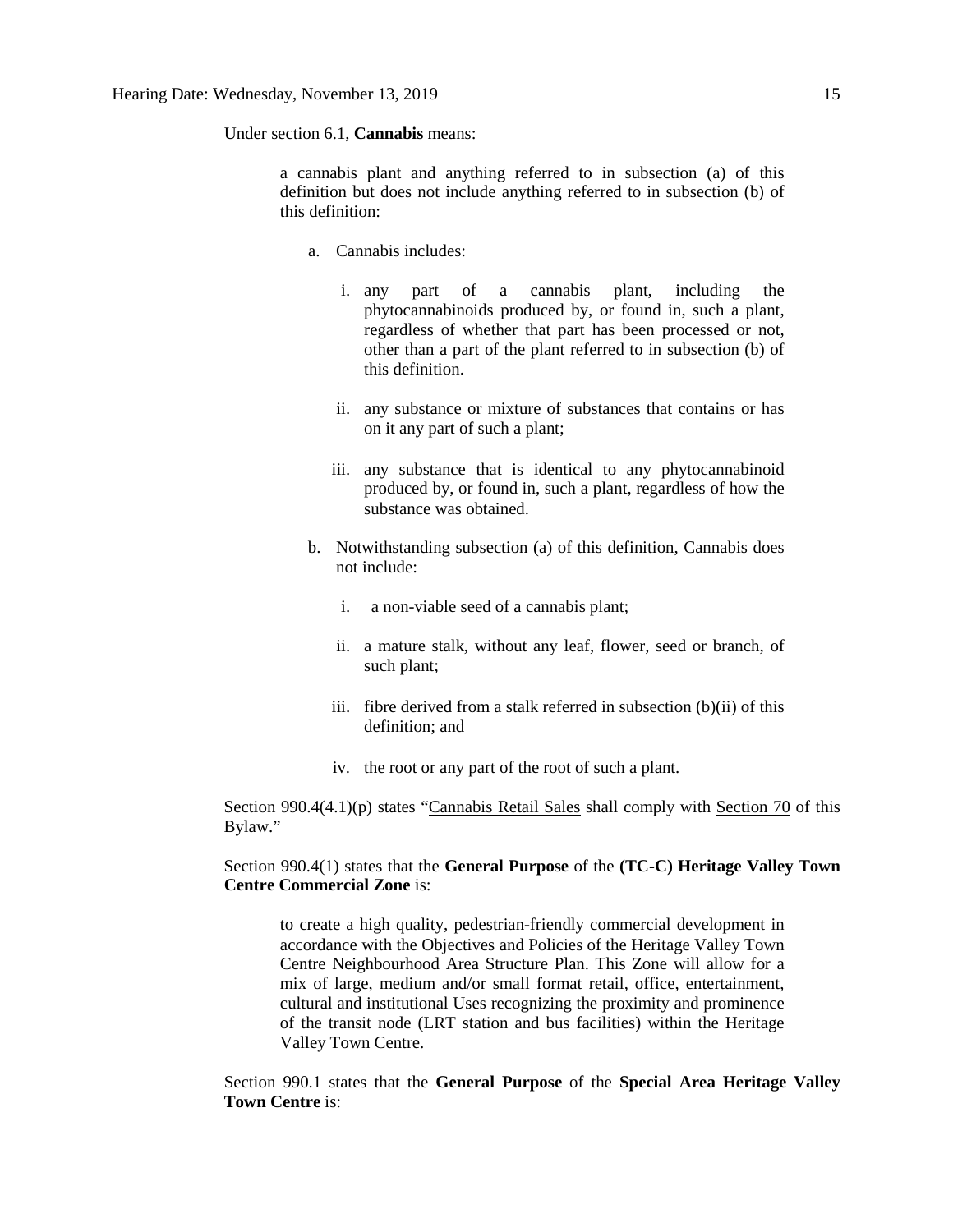Under section 6.1, **Cannabis** means:

> a cannabis plant and anything referred to in subsection (a) of this definition but does not include anything referred to in subsection (b) of this definition:
>
> a. Cannabis includes:
>
>    i. any part of a cannabis plant, including the phytocannabinoids produced by, or found in, such a plant, regardless of whether that part has been processed or not, other than a part of the plant referred to in subsection (b) of this definition.
>
>    ii. any substance or mixture of substances that contains or has on it any part of such a plant;
>
>    iii. any substance that is identical to any phytocannabinoid produced by, or found in, such a plant, regardless of how the substance was obtained.
>
> b. Notwithstanding subsection (a) of this definition, Cannabis does not include:
>
>    i. a non-viable seed of a cannabis plant;
>
>    ii. a mature stalk, without any leaf, flower, seed or branch, of such plant;
>
>    iii. fibre derived from a stalk referred in subsection (b)(ii) of this definition; and
>
>    iv. the root or any part of the root of such a plant.

Section 990.4(4.1)(p) states "Cannabis Retail Sales shall comply with Section 70 of this Bylaw."

Section 990.4(1) states that the **General Purpose** of the **(TC-C) Heritage Valley Town Centre Commercial Zone** is:

> to create a high quality, pedestrian-friendly commercial development in accordance with the Objectives and Policies of the Heritage Valley Town Centre Neighbourhood Area Structure Plan. This Zone will allow for a mix of large, medium and/or small format retail, office, entertainment, cultural and institutional Uses recognizing the proximity and prominence of the transit node (LRT station and bus facilities) within the Heritage Valley Town Centre.

Section 990.1 states that the **General Purpose** of the **Special Area Heritage Valley Town Centre** is: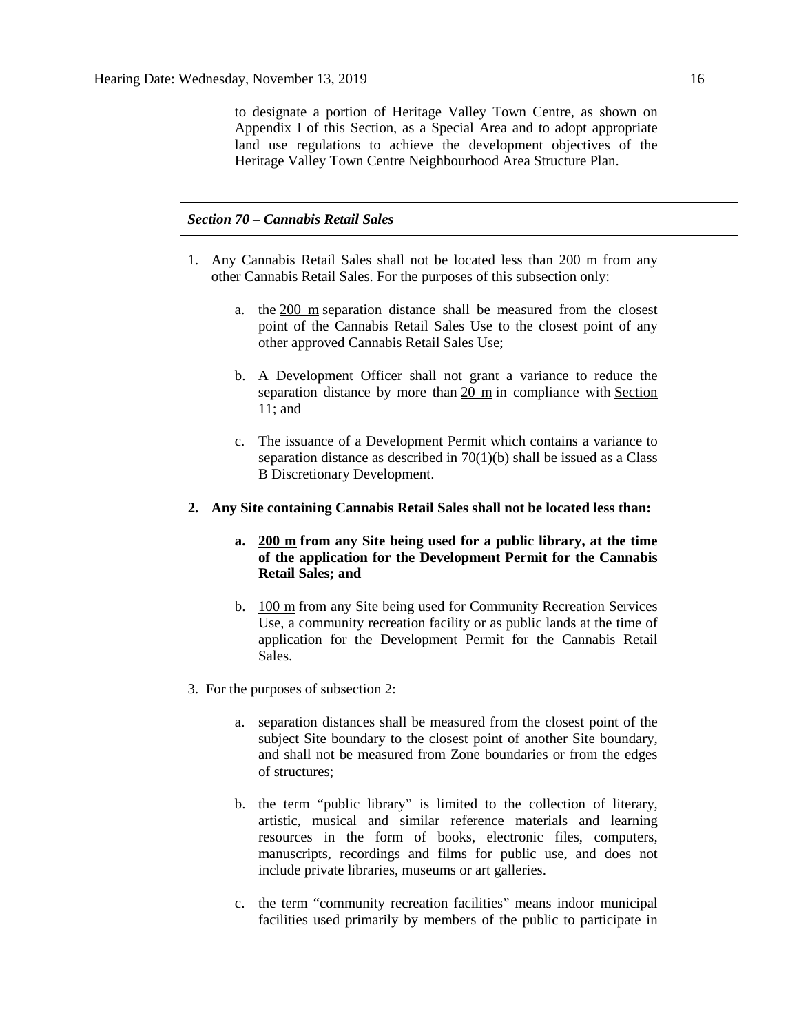to designate a portion of Heritage Valley Town Centre, as shown on Appendix I of this Section, as a Special Area and to adopt appropriate land use regulations to achieve the development objectives of the Heritage Valley Town Centre Neighbourhood Area Structure Plan.

***Section 70 – Cannabis Retail Sales***

1. Any Cannabis Retail Sales shall not be located less than 200 m from any other Cannabis Retail Sales. For the purposes of this subsection only:

   a. the 200 m separation distance shall be measured from the closest point of the Cannabis Retail Sales Use to the closest point of any other approved Cannabis Retail Sales Use;

   b. A Development Officer shall not grant a variance to reduce the separation distance by more than 20 m in compliance with Section 11; and

   c. The issuance of a Development Permit which contains a variance to separation distance as described in 70(1)(b) shall be issued as a Class B Discretionary Development.

2. **Any Site containing Cannabis Retail Sales shall not be located less than:**

   a. **200 m from any Site being used for a public library, at the time of the application for the Development Permit for the Cannabis Retail Sales; and**

   b. 100 m from any Site being used for Community Recreation Services Use, a community recreation facility or as public lands at the time of application for the Development Permit for the Cannabis Retail Sales.

3. For the purposes of subsection 2:

   a. separation distances shall be measured from the closest point of the subject Site boundary to the closest point of another Site boundary, and shall not be measured from Zone boundaries or from the edges of structures;

   b. the term "public library" is limited to the collection of literary, artistic, musical and similar reference materials and learning resources in the form of books, electronic files, computers, manuscripts, recordings and films for public use, and does not include private libraries, museums or art galleries.

   c. the term "community recreation facilities" means indoor municipal facilities used primarily by members of the public to participate in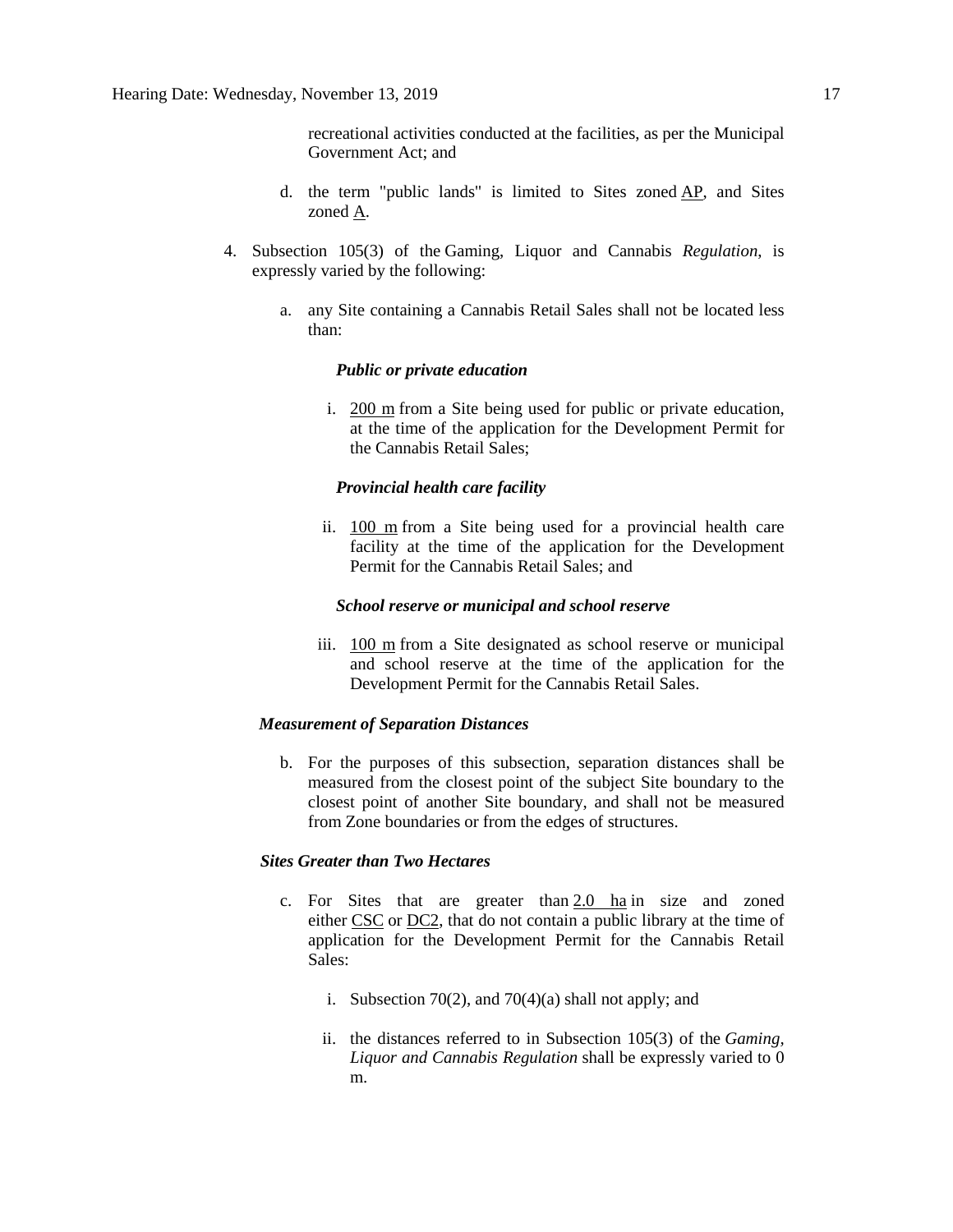recreational activities conducted at the facilities, as per the Municipal Government Act; and

d. the term "public lands" is limited to Sites zoned AP, and Sites zoned A.

4. Subsection 105(3) of the Gaming, Liquor and Cannabis *Regulation*, is expressly varied by the following:

   a. any Site containing a Cannabis Retail Sales shall not be located less than:

      ***Public or private education***

      i. 200 m from a Site being used for public or private education, at the time of the application for the Development Permit for the Cannabis Retail Sales;

      ***Provincial health care facility***

      ii. 100 m from a Site being used for a provincial health care facility at the time of the application for the Development Permit for the Cannabis Retail Sales; and

      ***School reserve or municipal and school reserve***

      iii. 100 m from a Site designated as school reserve or municipal and school reserve at the time of the application for the Development Permit for the Cannabis Retail Sales.

   ***Measurement of Separation Distances***

   b. For the purposes of this subsection, separation distances shall be measured from the closest point of the subject Site boundary to the closest point of another Site boundary, and shall not be measured from Zone boundaries or from the edges of structures.

   ***Sites Greater than Two Hectares***

   c. For Sites that are greater than 2.0 ha in size and zoned either CSC or DC2, that do not contain a public library at the time of application for the Development Permit for the Cannabis Retail Sales:

      i. Subsection 70(2), and 70(4)(a) shall not apply; and

      ii. the distances referred to in Subsection 105(3) of the *Gaming, Liquor and Cannabis Regulation* shall be expressly varied to 0 m.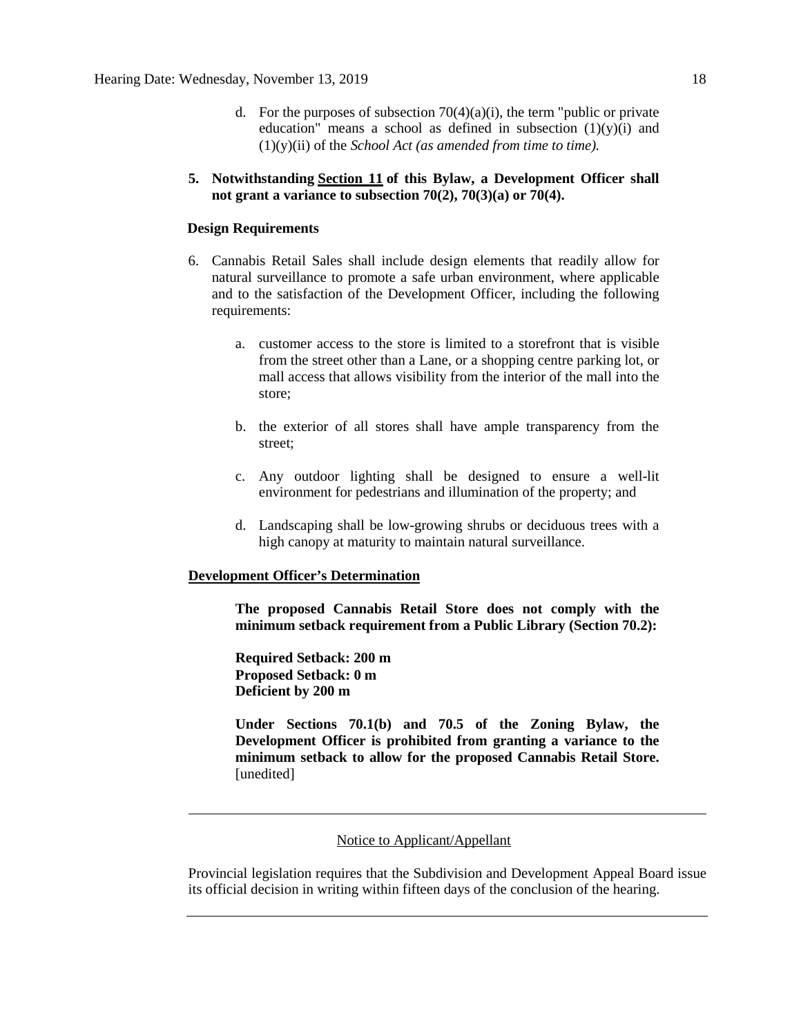d. For the purposes of subsection 70(4)(a)(i), the term "public or private education" means a school as defined in subsection (1)(y)(i) and (1)(y)(ii) of the *School Act (as amended from time to time).*

**5. Notwithstanding Section 11 of this Bylaw, a Development Officer shall not grant a variance to subsection 70(2), 70(3)(a) or 70(4).**

**Design Requirements**

6. Cannabis Retail Sales shall include design elements that readily allow for natural surveillance to promote a safe urban environment, where applicable and to the satisfaction of the Development Officer, including the following requirements:

   a. customer access to the store is limited to a storefront that is visible from the street other than a Lane, or a shopping centre parking lot, or mall access that allows visibility from the interior of the mall into the store;

   b. the exterior of all stores shall have ample transparency from the street;

   c. Any outdoor lighting shall be designed to ensure a well-lit environment for pedestrians and illumination of the property; and

   d. Landscaping shall be low-growing shrubs or deciduous trees with a high canopy at maturity to maintain natural surveillance.

**Development Officer's Determination**

**The proposed Cannabis Retail Store does not comply with the minimum setback requirement from a Public Library (Section 70.2):**

**Required Setback: 200 m**
**Proposed Setback: 0 m**
**Deficient by 200 m**

**Under Sections 70.1(b) and 70.5 of the Zoning Bylaw, the Development Officer is prohibited from granting a variance to the minimum setback to allow for the proposed Cannabis Retail Store.** [unedited]

---

Notice to Applicant/Appellant

Provincial legislation requires that the Subdivision and Development Appeal Board issue its official decision in writing within fifteen days of the conclusion of the hearing.

---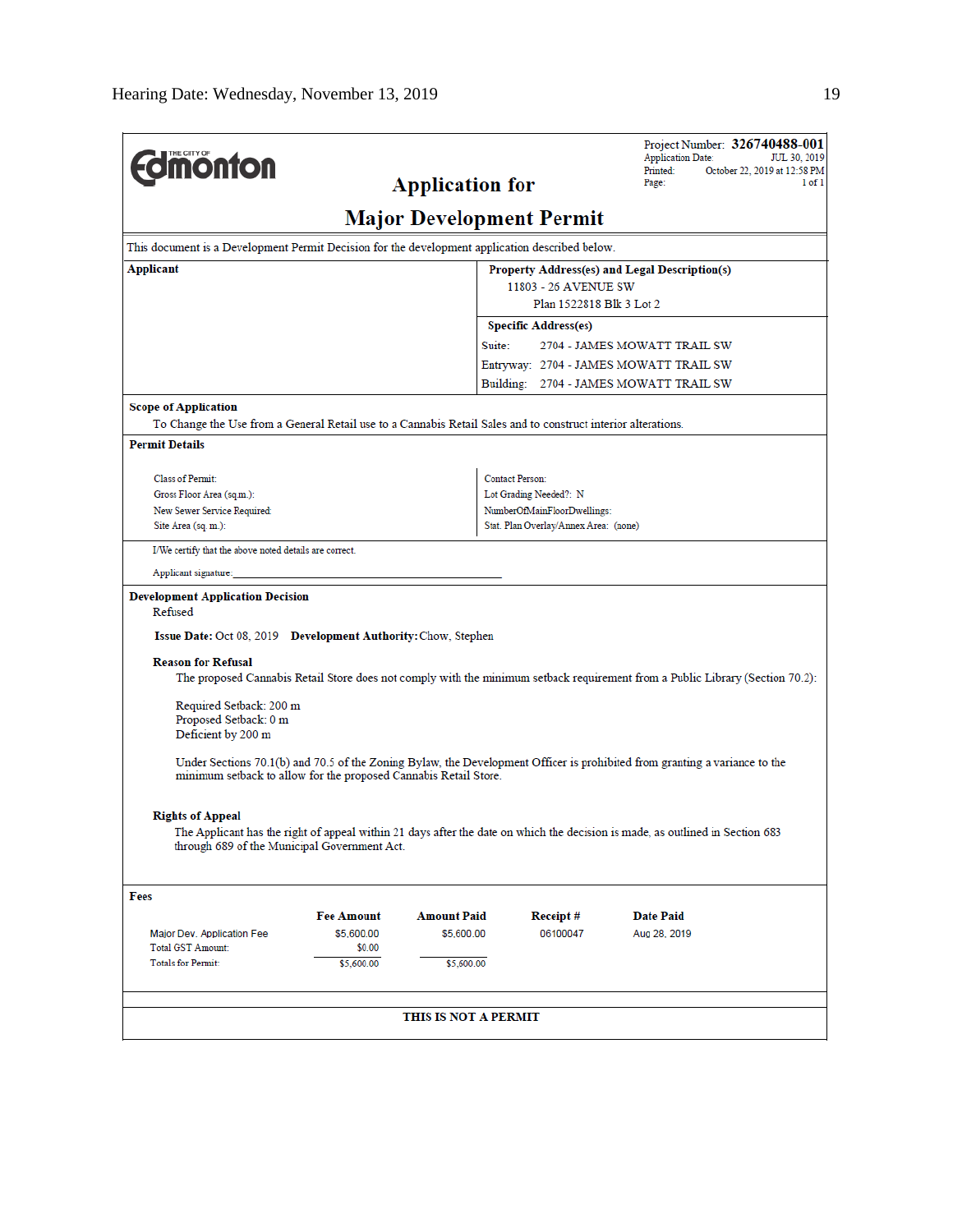Hearing Date: Wednesday, November 13, 2019

**THE CITY OF Edmonton**

# Application for Major Development Permit

Project Number: **326740488-001**
Application Date: JUL 30, 2019
Printed: October 22, 2019 at 12:58 PM
Page: 1 of 1

This document is a Development Permit Decision for the development application described below.

**Applicant**

**Property Address(es) and Legal Description(s)**
11803 - 26 AVENUE SW
Plan 1522818 Blk 3 Lot 2

**Specific Address(es)**
Suite: 2704 - JAMES MOWATT TRAIL SW
Entryway: 2704 - JAMES MOWATT TRAIL SW
Building: 2704 - JAMES MOWATT TRAIL SW

**Scope of Application**

To Change the Use from a General Retail use to a Cannabis Retail Sales and to construct interior alterations.

**Permit Details**

Class of Permit:
Gross Floor Area (sq.m.):
New Sewer Service Required:
Site Area (sq. m.):

Contact Person:
Lot Grading Needed?: N
NumberOfMainFloorDwellings:
Stat. Plan Overlay/Annex Area: (none)

I/We certify that the above noted details are correct.

Applicant signature: ______________________________

**Development Application Decision**

Refused

**Issue Date:** Oct 08, 2019 **Development Authority:** Chow, Stephen

**Reason for Refusal**

The proposed Cannabis Retail Store does not comply with the minimum setback requirement from a Public Library (Section 70.2):

Required Setback: 200 m
Proposed Setback: 0 m
Deficient by 200 m

Under Sections 70.1(b) and 70.5 of the Zoning Bylaw, the Development Officer is prohibited from granting a variance to the minimum setback to allow for the proposed Cannabis Retail Store.

**Rights of Appeal**

The Applicant has the right of appeal within 21 days after the date on which the decision is made, as outlined in Section 683 through 689 of the Municipal Government Act.

**Fees**

| | Fee Amount | Amount Paid | Receipt # | Date Paid |
|---|---|---|---|---|
| Major Dev. Application Fee | $5,600.00 | $5,600.00 | 06100047 | Aug 28, 2019 |
| Total GST Amount: | $0.00 | | | |
| Totals for Permit: | $5,600.00 | $5,600.00 | | |

**THIS IS NOT A PERMIT**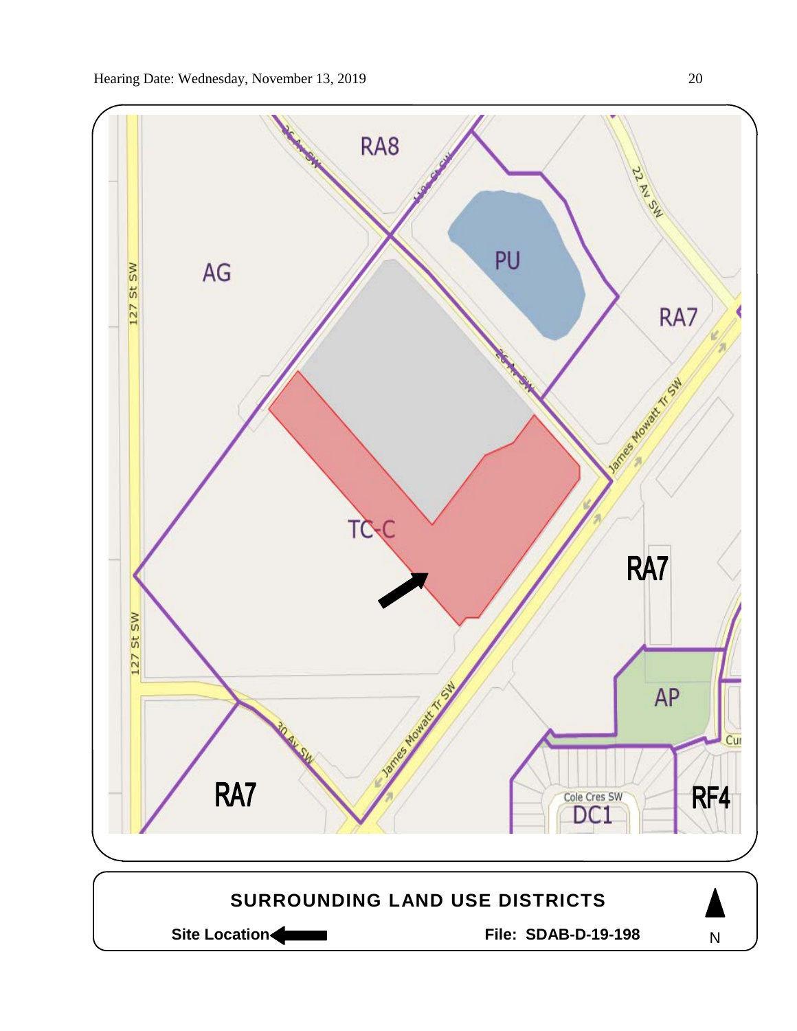RA8

AG

PU

RA7

TC-C

RA7

AP

RA7

RF4

DC1

26 Av SW

119 St SW

22 Av SW

127 St SW

127 St SW

26 Av SW

James Mowatt Tr SW

James Mowatt Tr SW

30 Av SW

Cole Cres SW

Cur

**SURROUNDING LAND USE DISTRICTS**

**Site Location**

**File: SDAB-D-19-198**

N